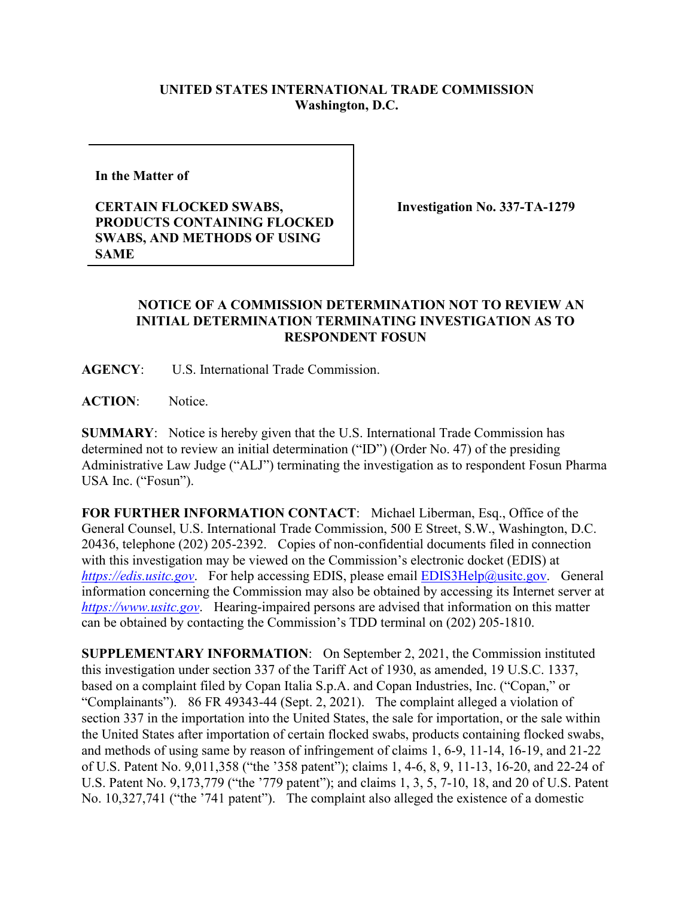**UNITED STATES INTERNATIONAL TRADE COMMISSION**
**Washington, D.C.**

| In the Matter of<br><br>**CERTAIN FLOCKED SWABS, PRODUCTS CONTAINING FLOCKED SWABS, AND METHODS OF USING SAME** | **Investigation No. 337-TA-1279** |
| --- | --- |

**NOTICE OF A COMMISSION DETERMINATION NOT TO REVIEW AN INITIAL DETERMINATION TERMINATING INVESTIGATION AS TO RESPONDENT FOSUN**

**AGENCY**: U.S. International Trade Commission.

**ACTION**: Notice.

**SUMMARY**: Notice is hereby given that the U.S. International Trade Commission has determined not to review an initial determination ("ID") (Order No. 47) of the presiding Administrative Law Judge ("ALJ") terminating the investigation as to respondent Fosun Pharma USA Inc. ("Fosun").

**FOR FURTHER INFORMATION CONTACT**: Michael Liberman, Esq., Office of the General Counsel, U.S. International Trade Commission, 500 E Street, S.W., Washington, D.C. 20436, telephone (202) 205-2392. Copies of non-confidential documents filed in connection with this investigation may be viewed on the Commission's electronic docket (EDIS) at *https://edis.usitc.gov*. For help accessing EDIS, please email EDIS3Help@usitc.gov. General information concerning the Commission may also be obtained by accessing its Internet server at *https://www.usitc.gov*. Hearing-impaired persons are advised that information on this matter can be obtained by contacting the Commission's TDD terminal on (202) 205-1810.

**SUPPLEMENTARY INFORMATION**: On September 2, 2021, the Commission instituted this investigation under section 337 of the Tariff Act of 1930, as amended, 19 U.S.C. 1337, based on a complaint filed by Copan Italia S.p.A. and Copan Industries, Inc. ("Copan," or "Complainants"). 86 FR 49343-44 (Sept. 2, 2021). The complaint alleged a violation of section 337 in the importation into the United States, the sale for importation, or the sale within the United States after importation of certain flocked swabs, products containing flocked swabs, and methods of using same by reason of infringement of claims 1, 6-9, 11-14, 16-19, and 21-22 of U.S. Patent No. 9,011,358 ("the '358 patent"); claims 1, 4-6, 8, 9, 11-13, 16-20, and 22-24 of U.S. Patent No. 9,173,779 ("the '779 patent"); and claims 1, 3, 5, 7-10, 18, and 20 of U.S. Patent No. 10,327,741 ("the '741 patent"). The complaint also alleged the existence of a domestic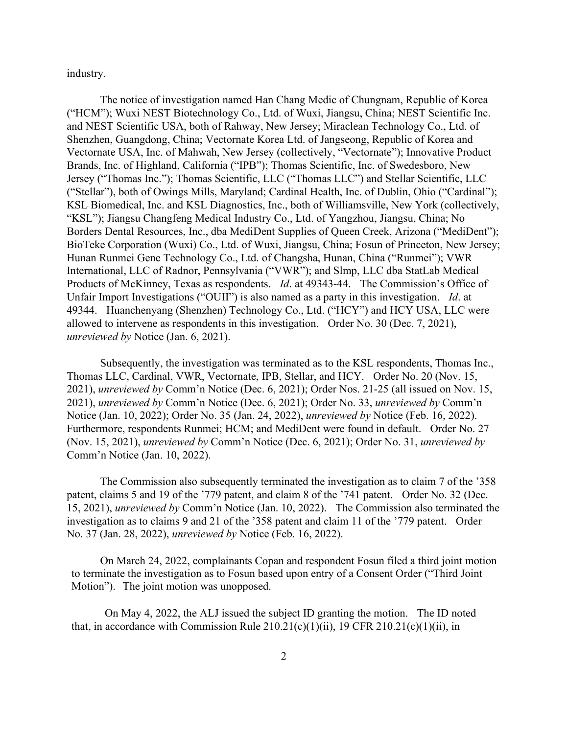industry.

The notice of investigation named Han Chang Medic of Chungnam, Republic of Korea ("HCM"); Wuxi NEST Biotechnology Co., Ltd. of Wuxi, Jiangsu, China; NEST Scientific Inc. and NEST Scientific USA, both of Rahway, New Jersey; Miraclean Technology Co., Ltd. of Shenzhen, Guangdong, China; Vectornate Korea Ltd. of Jangseong, Republic of Korea and Vectornate USA, Inc. of Mahwah, New Jersey (collectively, "Vectornate"); Innovative Product Brands, Inc. of Highland, California ("IPB"); Thomas Scientific, Inc. of Swedesboro, New Jersey ("Thomas Inc."); Thomas Scientific, LLC ("Thomas LLC") and Stellar Scientific, LLC ("Stellar"), both of Owings Mills, Maryland; Cardinal Health, Inc. of Dublin, Ohio ("Cardinal"); KSL Biomedical, Inc. and KSL Diagnostics, Inc., both of Williamsville, New York (collectively, "KSL"); Jiangsu Changfeng Medical Industry Co., Ltd. of Yangzhou, Jiangsu, China; No Borders Dental Resources, Inc., dba MediDent Supplies of Queen Creek, Arizona ("MediDent"); BioTeke Corporation (Wuxi) Co., Ltd. of Wuxi, Jiangsu, China; Fosun of Princeton, New Jersey; Hunan Runmei Gene Technology Co., Ltd. of Changsha, Hunan, China ("Runmei"); VWR International, LLC of Radnor, Pennsylvania ("VWR"); and Slmp, LLC dba StatLab Medical Products of McKinney, Texas as respondents. *Id*. at 49343-44. The Commission's Office of Unfair Import Investigations ("OUII") is also named as a party in this investigation. *Id*. at 49344. Huanchenyang (Shenzhen) Technology Co., Ltd. ("HCY") and HCY USA, LLC were allowed to intervene as respondents in this investigation. Order No. 30 (Dec. 7, 2021), *unreviewed by* Notice (Jan. 6, 2021).

Subsequently, the investigation was terminated as to the KSL respondents, Thomas Inc., Thomas LLC, Cardinal, VWR, Vectornate, IPB, Stellar, and HCY. Order No. 20 (Nov. 15, 2021), *unreviewed by* Comm'n Notice (Dec. 6, 2021); Order Nos. 21-25 (all issued on Nov. 15, 2021), *unreviewed by* Comm'n Notice (Dec. 6, 2021); Order No. 33, *unreviewed by* Comm'n Notice (Jan. 10, 2022); Order No. 35 (Jan. 24, 2022), *unreviewed by* Notice (Feb. 16, 2022). Furthermore, respondents Runmei; HCM; and MediDent were found in default. Order No. 27 (Nov. 15, 2021), *unreviewed by* Comm'n Notice (Dec. 6, 2021); Order No. 31, *unreviewed by* Comm'n Notice (Jan. 10, 2022).

The Commission also subsequently terminated the investigation as to claim 7 of the '358 patent, claims 5 and 19 of the '779 patent, and claim 8 of the '741 patent. Order No. 32 (Dec. 15, 2021), *unreviewed by* Comm'n Notice (Jan. 10, 2022). The Commission also terminated the investigation as to claims 9 and 21 of the '358 patent and claim 11 of the '779 patent. Order No. 37 (Jan. 28, 2022), *unreviewed by* Notice (Feb. 16, 2022).

On March 24, 2022, complainants Copan and respondent Fosun filed a third joint motion to terminate the investigation as to Fosun based upon entry of a Consent Order ("Third Joint Motion"). The joint motion was unopposed.

On May 4, 2022, the ALJ issued the subject ID granting the motion. The ID noted that, in accordance with Commission Rule 210.21(c)(1)(ii), 19 CFR 210.21(c)(1)(ii), in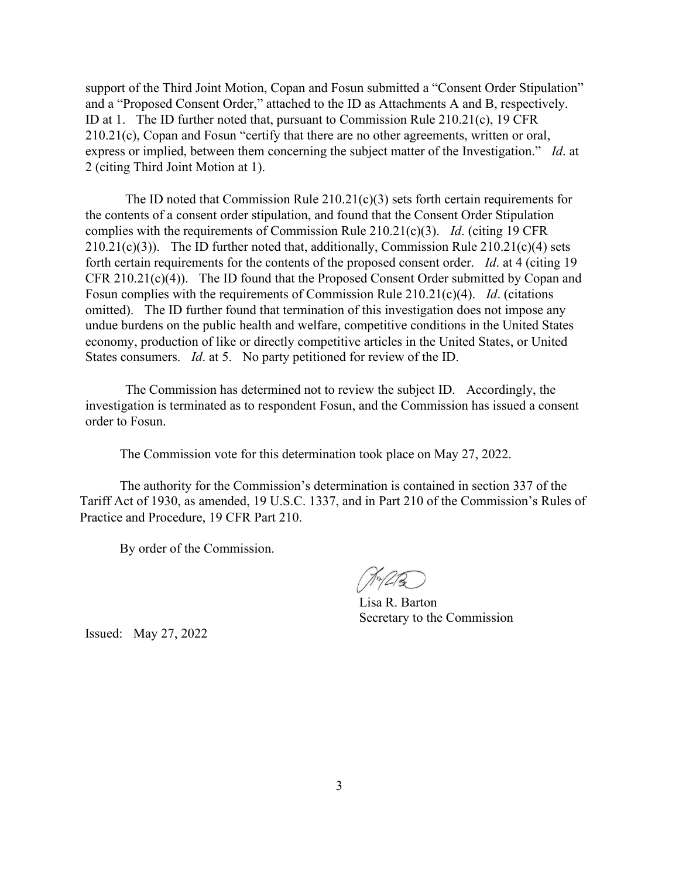support of the Third Joint Motion, Copan and Fosun submitted a "Consent Order Stipulation" and a "Proposed Consent Order," attached to the ID as Attachments A and B, respectively. ID at 1. The ID further noted that, pursuant to Commission Rule 210.21(c), 19 CFR 210.21(c), Copan and Fosun "certify that there are no other agreements, written or oral, express or implied, between them concerning the subject matter of the Investigation." *Id*. at 2 (citing Third Joint Motion at 1).

The ID noted that Commission Rule 210.21(c)(3) sets forth certain requirements for the contents of a consent order stipulation, and found that the Consent Order Stipulation complies with the requirements of Commission Rule 210.21(c)(3). *Id*. (citing 19 CFR 210.21(c)(3)). The ID further noted that, additionally, Commission Rule 210.21(c)(4) sets forth certain requirements for the contents of the proposed consent order. *Id*. at 4 (citing 19 CFR 210.21(c)(4)). The ID found that the Proposed Consent Order submitted by Copan and Fosun complies with the requirements of Commission Rule 210.21(c)(4). *Id*. (citations omitted). The ID further found that termination of this investigation does not impose any undue burdens on the public health and welfare, competitive conditions in the United States economy, production of like or directly competitive articles in the United States, or United States consumers. *Id*. at 5. No party petitioned for review of the ID.

The Commission has determined not to review the subject ID. Accordingly, the investigation is terminated as to respondent Fosun, and the Commission has issued a consent order to Fosun.

The Commission vote for this determination took place on May 27, 2022.

The authority for the Commission's determination is contained in section 337 of the Tariff Act of 1930, as amended, 19 U.S.C. 1337, and in Part 210 of the Commission's Rules of Practice and Procedure, 19 CFR Part 210.

By order of the Commission.

Lisa R. Barton
Secretary to the Commission

Issued: May 27, 2022